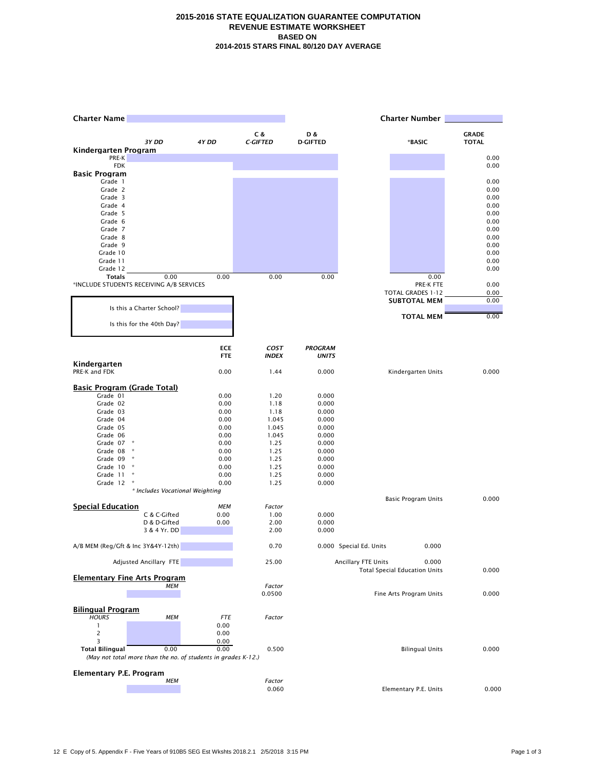# 2015-2016 STATE EQUALIZATION GUARANTEE COMPUTATION
## REVENUE ESTIMATE WORKSHEET
### BASED ON
### 2014-2015 STARS FINAL 80/120 DAY AVERAGE

**Charter Name** | **Charter Number**

| | *3Y DD* | *4Y DD* | C & *C-GIFTED* | D & D-GIFTED | *BASIC | GRADE TOTAL |
|---|---|---|---|---|---|---|
| **Kindergarten Program** | | | | | | |
| PRE-K | | | | | | 0.00 |
| FDK | | | | | | 0.00 |
| **Basic Program** | | | | | | |
| Grade 1 | | | | | | 0.00 |
| Grade 2 | | | | | | 0.00 |
| Grade 3 | | | | | | 0.00 |
| Grade 4 | | | | | | 0.00 |
| Grade 5 | | | | | | 0.00 |
| Grade 6 | | | | | | 0.00 |
| Grade 7 | | | | | | 0.00 |
| Grade 8 | | | | | | 0.00 |
| Grade 9 | | | | | | 0.00 |
| Grade 10 | | | | | | 0.00 |
| Grade 11 | | | | | | 0.00 |
| Grade 12 | | | | | | 0.00 |
| **Totals** | 0.00 | 0.00 | 0.00 | 0.00 | 0.00 | |

*INCLUDE STUDENTS RECEIVING A/B SERVICES

| | |
|---|---|
| PRE-K FTE | 0.00 |
| TOTAL GRADES 1-12 | 0.00 |
| **SUBTOTAL MEM** | 0.00 |
| **TOTAL MEM** | 0.00 |

Is this a Charter School?

Is this for the 40th Day?

| | ECE FTE | *COST INDEX* | *PROGRAM UNITS* | | |
|---|---|---|---|---|---|
| **Kindergarten** | | | | | |
| PRE-K and FDK | 0.00 | 1.44 | 0.000 | Kindergarten Units | 0.000 |
| **Basic Program (Grade Total)** | | | | | |
| Grade 01 | 0.00 | 1.20 | 0.000 | | |
| Grade 02 | 0.00 | 1.18 | 0.000 | | |
| Grade 03 | 0.00 | 1.18 | 0.000 | | |
| Grade 04 | 0.00 | 1.045 | 0.000 | | |
| Grade 05 | 0.00 | 1.045 | 0.000 | | |
| Grade 06 | 0.00 | 1.045 | 0.000 | | |
| Grade 07 * | 0.00 | 1.25 | 0.000 | | |
| Grade 08 * | 0.00 | 1.25 | 0.000 | | |
| Grade 09 * | 0.00 | 1.25 | 0.000 | | |
| Grade 10 * | 0.00 | 1.25 | 0.000 | | |
| Grade 11 * | 0.00 | 1.25 | 0.000 | | |
| Grade 12 * | 0.00 | 1.25 | 0.000 | | |
| *\* Includes Vocational Weighting* | | | | Basic Program Units | 0.000 |

| **Special Education** | *MEM* | *Factor* | | | |
|---|---|---|---|---|---|
| C & C-Gifted | 0.00 | 1.00 | 0.000 | | |
| D & D-Gifted | 0.00 | 2.00 | 0.000 | | |
| 3 & 4 Yr. DD | | 2.00 | 0.000 | | |
| A/B MEM (Reg/Gft & Inc 3Y&4Y-12th) | | 0.70 | 0.000 | Special Ed. Units | 0.000 |
| Adjusted Ancillary FTE | | 25.00 | | Ancillary FTE Units | 0.000 |
| | | | | Total Special Education Units | 0.000 |

| **Elementary Fine Arts Program** | *MEM* | *Factor* | | |
|---|---|---|---|---|
| | | 0.0500 | Fine Arts Program Units | 0.000 |

**Bilingual Program**

| *HOURS* | *MEM* | *FTE* | *Factor* | | |
|---|---|---|---|---|---|
| 1 | | 0.00 | | | |
| 2 | | 0.00 | | | |
| 3 | | 0.00 | | | |
| **Total Bilingual** | 0.00 | 0.00 | 0.500 | Bilingual Units | 0.000 |

*(May not total more than the no. of students in grades K-12.)*

| **Elementary P.E. Program** | *MEM* | *Factor* | | |
|---|---|---|---|---|
| | | 0.060 | Elementary P.E. Units | 0.000 |

12 E Copy of 5. Appendix F - Five Years of 910B5 SEG Est Wkshts 2018.2.1 2/5/2018 3:15 PM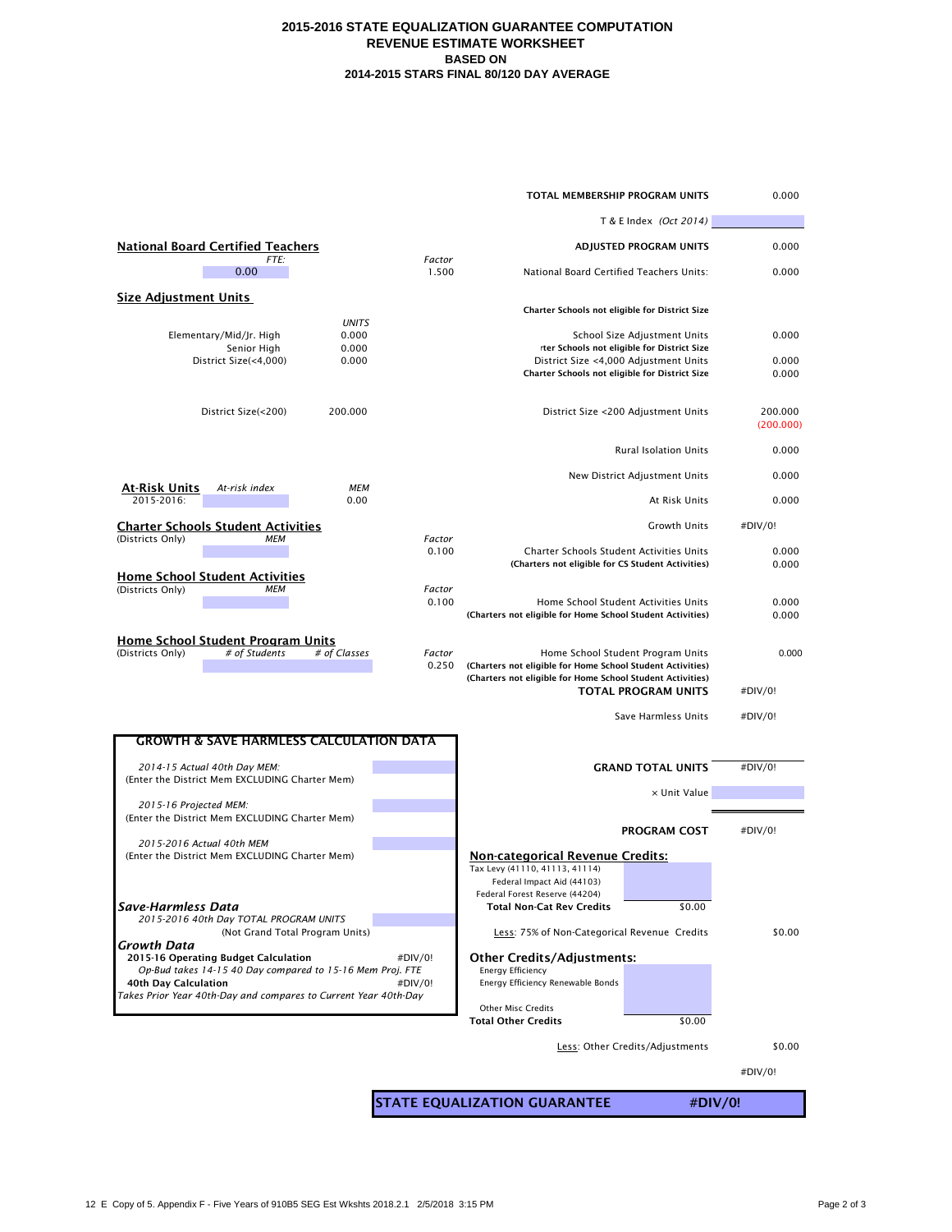**2015-2016 STATE EQUALIZATION GUARANTEE COMPUTATION**
**REVENUE ESTIMATE WORKSHEET**
**BASED ON**
**2014-2015 STARS FINAL 80/120 DAY AVERAGE**

| | |
|---|---|
| **TOTAL MEMBERSHIP PROGRAM UNITS** | 0.000 |
| T & E Index *(Oct 2014)* | |
| **ADJUSTED PROGRAM UNITS** | 0.000 |

**National Board Certified Teachers**

| *FTE:* | *Factor* | | |
|---|---|---|---|
| 0.00 | 1.500 | National Board Certified Teachers Units: | 0.000 |

**Size Adjustment Units**

**Charter Schools not eligible for District Size**

| | *UNITS* | | |
|---|---|---|---|
| Elementary/Mid/Jr. High | 0.000 | School Size Adjustment Units | 0.000 |
| Senior High | 0.000 | rter Schools not eligible for District Size | |
| District Size(<4,000) | 0.000 | District Size <4,000 Adjustment Units | 0.000 |
| | | **Charter Schools not eligible for District Size** | 0.000 |
| District Size(<200) | 200.000 | District Size <200 Adjustment Units | 200.000 |
| | | | (200.000) |
| | | Rural Isolation Units | 0.000 |
| | | New District Adjustment Units | 0.000 |

**At-Risk Units** *At-risk index* *MEM*

| 2015-2016: | | 0.00 | At Risk Units | 0.000 |
|---|---|---|---|---|
| | | | Growth Units | #DIV/0! |

**Charter Schools Student Activities**

| (Districts Only) *MEM* | *Factor* | | |
|---|---|---|---|
| | 0.100 | Charter Schools Student Activities Units | 0.000 |
| | | **(Charters not eligible for CS Student Activities)** | 0.000 |

**Home School Student Activities**

| (Districts Only) *MEM* | *Factor* | | |
|---|---|---|---|
| | 0.100 | Home School Student Activities Units | 0.000 |
| | | **(Charters not eligible for Home School Student Activities)** | 0.000 |

**Home School Student Program Units**

| (Districts Only) *# of Students* | *# of Classes* | *Factor* | | |
|---|---|---|---|---|
| | | 0.250 | Home School Student Program Units | 0.000 |
| | | | **(Charters not eligible for Home School Student Activities)** | |
| | | | **(Charters not eligible for Home School Student Activities)** | |
| | | | **TOTAL PROGRAM UNITS** | #DIV/0! |
| | | | Save Harmless Units | #DIV/0! |

**GROWTH & SAVE HARMLESS CALCULATION DATA**

*2014-15 Actual 40th Day MEM:*
(Enter the District Mem EXCLUDING Charter Mem)

*2015-16 Projected MEM:*
(Enter the District Mem EXCLUDING Charter Mem)

*2015-2016 Actual 40th MEM*
(Enter the District Mem EXCLUDING Charter Mem)

***Save-Harmless Data***
*2015-2016 40th Day TOTAL PROGRAM UNITS*
(Not Grand Total Program Units)

***Growth Data***

| | |
|---|---|
| **2015-16 Operating Budget Calculation** | #DIV/0! |
| *Op-Bud takes 14-15 40 Day compared to 15-16 Mem Proj. FTE* | |
| **40th Day Calculation** | #DIV/0! |
| *Takes Prior Year 40th-Day and compares to Current Year 40th-Day* | |

| | | |
|---|---|---|
| **GRAND TOTAL UNITS** | | #DIV/0! |
| × Unit Value | | |
| **PROGRAM COST** | | #DIV/0! |

**Non-categorical Revenue Credits:**

| | | |
|---|---|---|
| Tax Levy (41110, 41113, 41114) | | |
| Federal Impact Aid (44103) | | |
| Federal Forest Reserve (44204) | | |
| **Total Non-Cat Rev Credits** | $0.00 | |
| Less: 75% of Non-Categorical Revenue Credits | | $0.00 |

**Other Credits/Adjustments:**

| | | |
|---|---|---|
| Energy Efficiency | | |
| Energy Efficiency Renewable Bonds | | |
| Other Misc Credits | | |
| **Total Other Credits** | $0.00 | |
| Less: Other Credits/Adjustments | | $0.00 |
| | | #DIV/0! |

**STATE EQUALIZATION GUARANTEE** **#DIV/0!**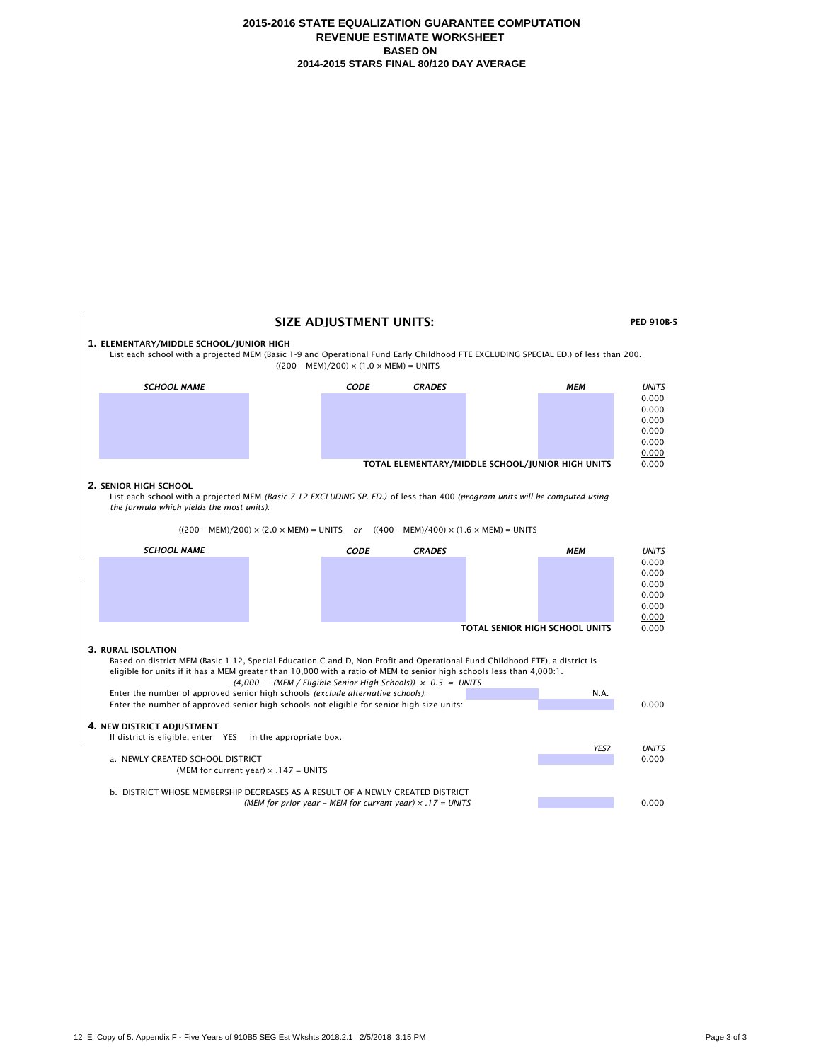# 2015-2016 STATE EQUALIZATION GUARANTEE COMPUTATION
## REVENUE ESTIMATE WORKSHEET
### BASED ON
### 2014-2015 STARS FINAL 80/120 DAY AVERAGE

## SIZE ADJUSTMENT UNITS:

PED 910B-5

**1. ELEMENTARY/MIDDLE SCHOOL/JUNIOR HIGH**

List each school with a projected MEM (Basic 1-9 and Operational Fund Early Childhood FTE EXCLUDING SPECIAL ED.) of less than 200.

$((200 - MEM)/200) \times (1.0 \times MEM) = UNITS$

| *SCHOOL NAME* | *CODE* | *GRADES* | *MEM* | *UNITS* |
|---|---|---|---|---|
| | | | | 0.000 |
| | | | | 0.000 |
| | | | | 0.000 |
| | | | | 0.000 |
| | | | | 0.000 |
| | | | | 0.000 |
| | | | **TOTAL ELEMENTARY/MIDDLE SCHOOL/JUNIOR HIGH UNITS** | 0.000 |

**2. SENIOR HIGH SCHOOL**

List each school with a projected MEM *(Basic 7-12 EXCLUDING SP. ED.)* of less than 400 *(program units will be computed using the formula which yields the most units):*

$((200 - MEM)/200) \times (2.0 \times MEM) = UNITS$ *or* $((400 - MEM)/400) \times (1.6 \times MEM) = UNITS$

| *SCHOOL NAME* | *CODE* | *GRADES* | *MEM* | *UNITS* |
|---|---|---|---|---|
| | | | | 0.000 |
| | | | | 0.000 |
| | | | | 0.000 |
| | | | | 0.000 |
| | | | | 0.000 |
| | | | | 0.000 |
| | | | **TOTAL SENIOR HIGH SCHOOL UNITS** | 0.000 |

**3. RURAL ISOLATION**

Based on district MEM (Basic 1-12, Special Education C and D, Non-Profit and Operational Fund Childhood FTE), a district is eligible for units if it has a MEM greater than 10,000 with a ratio of MEM to senior high schools less than 4,000:1.

*$(4{,}000 - (MEM / \text{Eligible Senior High Schools})) \times 0.5 = UNITS$*

| | | | |
|---|---|---|---|
| Enter the number of approved senior high schools *(exclude alternative schools):* | | N.A. | |
| Enter the number of approved senior high schools not eligible for senior high size units: | | | 0.000 |

**4. NEW DISTRICT ADJUSTMENT**

If district is eligible, enter YES in the appropriate box.

| | *YES?* | *UNITS* |
|---|---|---|
| a. NEWLY CREATED SCHOOL DISTRICT<br>(MEM for current year) × .147 = UNITS | | 0.000 |
| b. DISTRICT WHOSE MEMBERSHIP DECREASES AS A RESULT OF A NEWLY CREATED DISTRICT<br>*(MEM for prior year – MEM for current year) × .17 = UNITS* | | 0.000 |

12 E Copy of 5. Appendix F - Five Years of 910B5 SEG Est Wkshts 2018.2.1 2/5/2018 3:15 PM